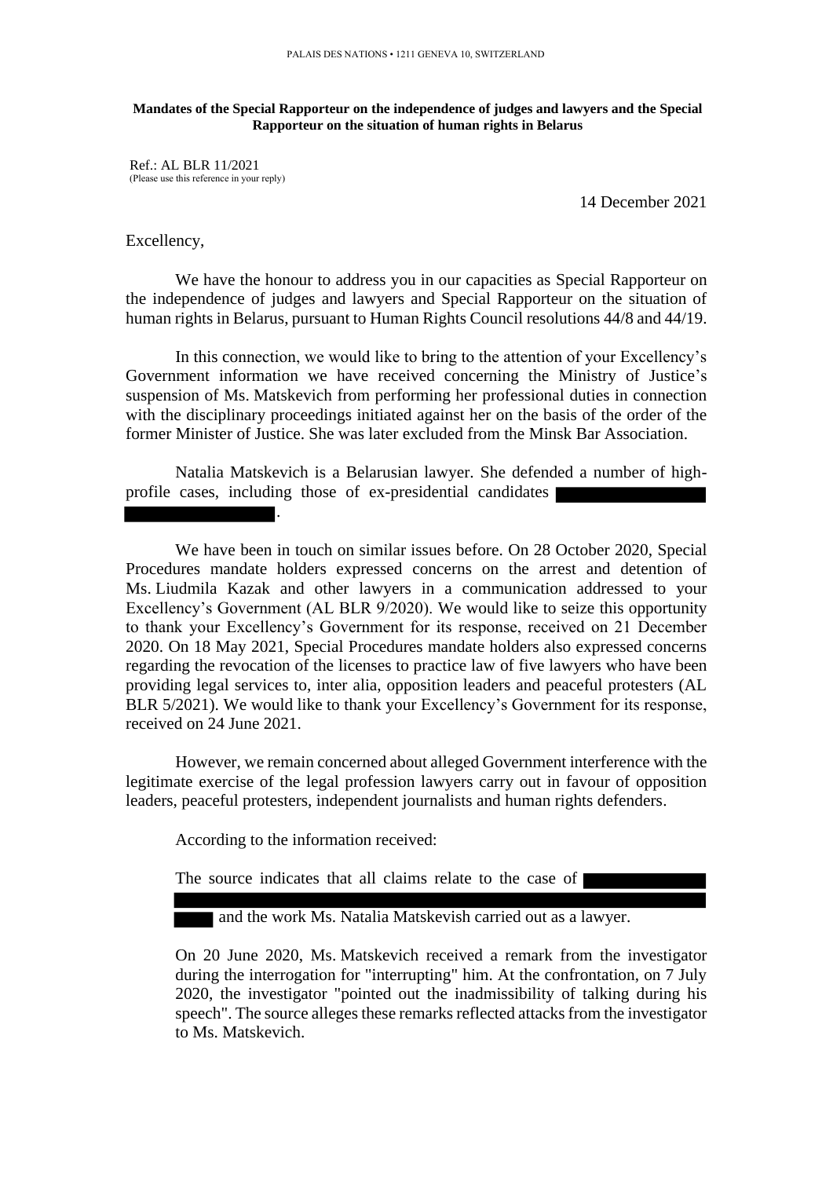PALAIS DES NATIONS • 1211 GENEVA 10, SWITZERLAND

**Mandates of the Special Rapporteur on the independence of judges and lawyers and the Special Rapporteur on the situation of human rights in Belarus**

Ref.: AL BLR 11/2021
(Please use this reference in your reply)

14 December 2021

Excellency,

We have the honour to address you in our capacities as Special Rapporteur on the independence of judges and lawyers and Special Rapporteur on the situation of human rights in Belarus, pursuant to Human Rights Council resolutions 44/8 and 44/19.

In this connection, we would like to bring to the attention of your Excellency's Government information we have received concerning the Ministry of Justice's suspension of Ms. Matskevich from performing her professional duties in connection with the disciplinary proceedings initiated against her on the basis of the order of the former Minister of Justice. She was later excluded from the Minsk Bar Association.

Natalia Matskevich is a Belarusian lawyer. She defended a number of high-profile cases, including those of ex-presidential candidates ██████████ ██████████.

We have been in touch on similar issues before. On 28 October 2020, Special Procedures mandate holders expressed concerns on the arrest and detention of Ms. Liudmila Kazak and other lawyers in a communication addressed to your Excellency's Government (AL BLR 9/2020). We would like to seize this opportunity to thank your Excellency's Government for its response, received on 21 December 2020. On 18 May 2021, Special Procedures mandate holders also expressed concerns regarding the revocation of the licenses to practice law of five lawyers who have been providing legal services to, inter alia, opposition leaders and peaceful protesters (AL BLR 5/2021). We would like to thank your Excellency's Government for its response, received on 24 June 2021.

However, we remain concerned about alleged Government interference with the legitimate exercise of the legal profession lawyers carry out in favour of opposition leaders, peaceful protesters, independent journalists and human rights defenders.

According to the information received:

> The source indicates that all claims relate to the case of ██████████ ██████████ ██████ and the work Ms. Natalia Matskevish carried out as a lawyer.
>
> On 20 June 2020, Ms. Matskevich received a remark from the investigator during the interrogation for "interrupting" him. At the confrontation, on 7 July 2020, the investigator "pointed out the inadmissibility of talking during his speech". The source alleges these remarks reflected attacks from the investigator to Ms. Matskevich.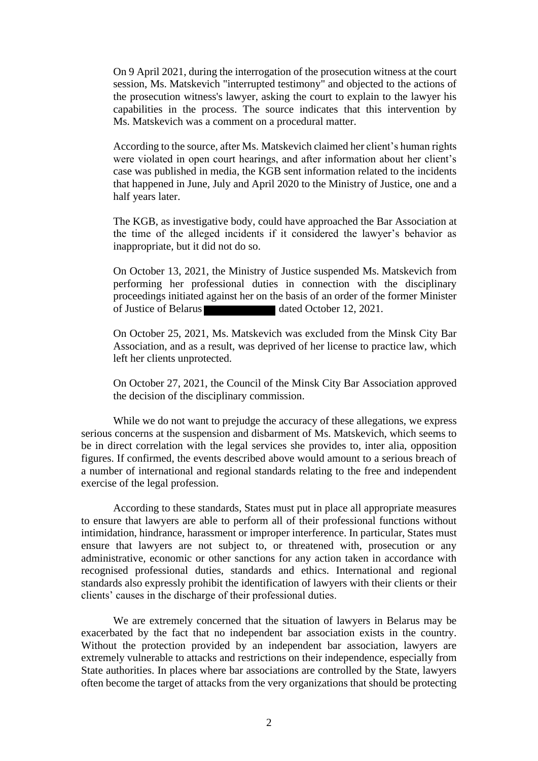On 9 April 2021, during the interrogation of the prosecution witness at the court session, Ms. Matskevich "interrupted testimony" and objected to the actions of the prosecution witness's lawyer, asking the court to explain to the lawyer his capabilities in the process. The source indicates that this intervention by Ms. Matskevich was a comment on a procedural matter.

According to the source, after Ms. Matskevich claimed her client's human rights were violated in open court hearings, and after information about her client's case was published in media, the KGB sent information related to the incidents that happened in June, July and April 2020 to the Ministry of Justice, one and a half years later.

The KGB, as investigative body, could have approached the Bar Association at the time of the alleged incidents if it considered the lawyer's behavior as inappropriate, but it did not do so.

On October 13, 2021, the Ministry of Justice suspended Ms. Matskevich from performing her professional duties in connection with the disciplinary proceedings initiated against her on the basis of an order of the former Minister of Justice of Belarus ██████████ dated October 12, 2021.

On October 25, 2021, Ms. Matskevich was excluded from the Minsk City Bar Association, and as a result, was deprived of her license to practice law, which left her clients unprotected.

On October 27, 2021, the Council of the Minsk City Bar Association approved the decision of the disciplinary commission.

While we do not want to prejudge the accuracy of these allegations, we express serious concerns at the suspension and disbarment of Ms. Matskevich, which seems to be in direct correlation with the legal services she provides to, inter alia, opposition figures. If confirmed, the events described above would amount to a serious breach of a number of international and regional standards relating to the free and independent exercise of the legal profession.

According to these standards, States must put in place all appropriate measures to ensure that lawyers are able to perform all of their professional functions without intimidation, hindrance, harassment or improper interference. In particular, States must ensure that lawyers are not subject to, or threatened with, prosecution or any administrative, economic or other sanctions for any action taken in accordance with recognised professional duties, standards and ethics. International and regional standards also expressly prohibit the identification of lawyers with their clients or their clients' causes in the discharge of their professional duties.

We are extremely concerned that the situation of lawyers in Belarus may be exacerbated by the fact that no independent bar association exists in the country. Without the protection provided by an independent bar association, lawyers are extremely vulnerable to attacks and restrictions on their independence, especially from State authorities. In places where bar associations are controlled by the State, lawyers often become the target of attacks from the very organizations that should be protecting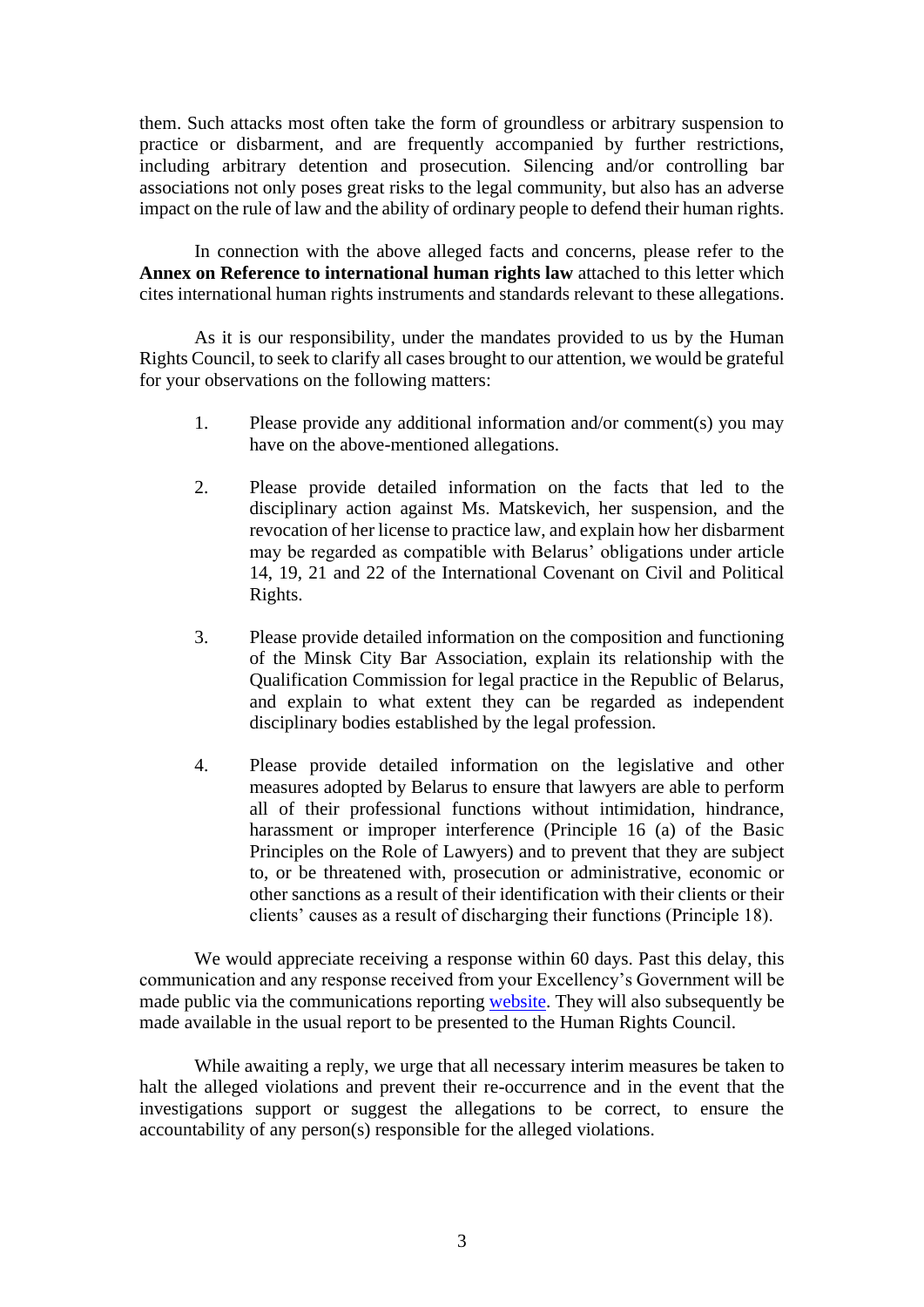them. Such attacks most often take the form of groundless or arbitrary suspension to practice or disbarment, and are frequently accompanied by further restrictions, including arbitrary detention and prosecution. Silencing and/or controlling bar associations not only poses great risks to the legal community, but also has an adverse impact on the rule of law and the ability of ordinary people to defend their human rights.

In connection with the above alleged facts and concerns, please refer to the **Annex on Reference to international human rights law** attached to this letter which cites international human rights instruments and standards relevant to these allegations.

As it is our responsibility, under the mandates provided to us by the Human Rights Council, to seek to clarify all cases brought to our attention, we would be grateful for your observations on the following matters:

1. Please provide any additional information and/or comment(s) you may have on the above-mentioned allegations.

2. Please provide detailed information on the facts that led to the disciplinary action against Ms. Matskevich, her suspension, and the revocation of her license to practice law, and explain how her disbarment may be regarded as compatible with Belarus' obligations under article 14, 19, 21 and 22 of the International Covenant on Civil and Political Rights.

3. Please provide detailed information on the composition and functioning of the Minsk City Bar Association, explain its relationship with the Qualification Commission for legal practice in the Republic of Belarus, and explain to what extent they can be regarded as independent disciplinary bodies established by the legal profession.

4. Please provide detailed information on the legislative and other measures adopted by Belarus to ensure that lawyers are able to perform all of their professional functions without intimidation, hindrance, harassment or improper interference (Principle 16 (a) of the Basic Principles on the Role of Lawyers) and to prevent that they are subject to, or be threatened with, prosecution or administrative, economic or other sanctions as a result of their identification with their clients or their clients' causes as a result of discharging their functions (Principle 18).

We would appreciate receiving a response within 60 days. Past this delay, this communication and any response received from your Excellency's Government will be made public via the communications reporting website. They will also subsequently be made available in the usual report to be presented to the Human Rights Council.

While awaiting a reply, we urge that all necessary interim measures be taken to halt the alleged violations and prevent their re-occurrence and in the event that the investigations support or suggest the allegations to be correct, to ensure the accountability of any person(s) responsible for the alleged violations.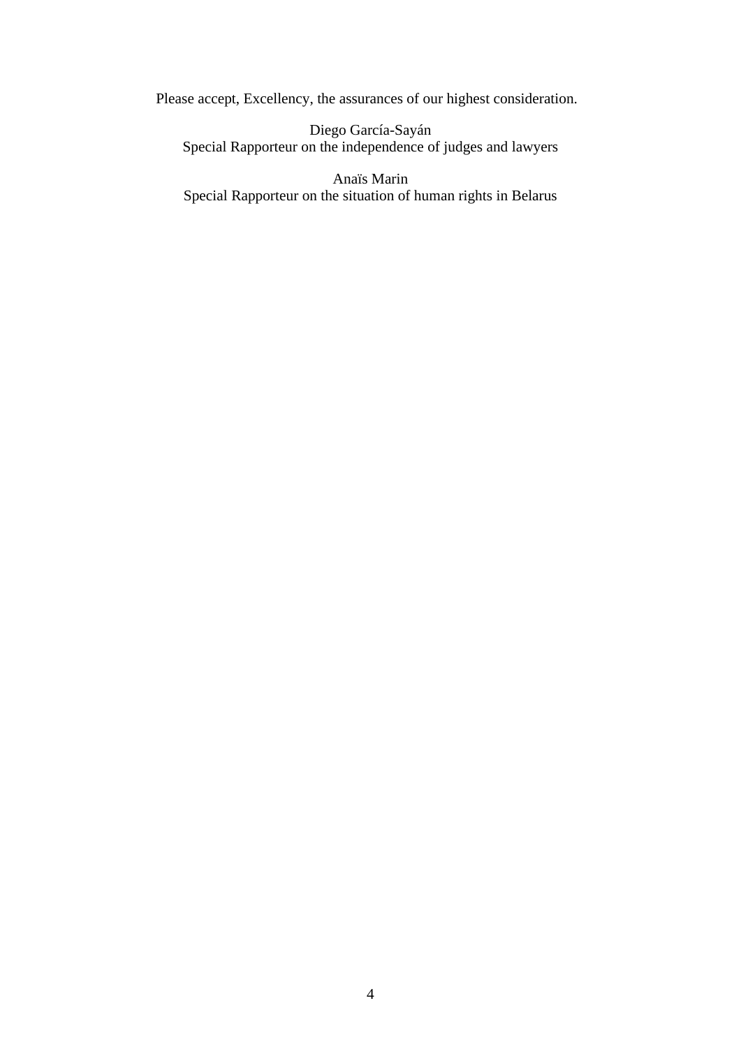Please accept, Excellency, the assurances of our highest consideration.

Diego García-Sayán
Special Rapporteur on the independence of judges and lawyers

Anaïs Marin
Special Rapporteur on the situation of human rights in Belarus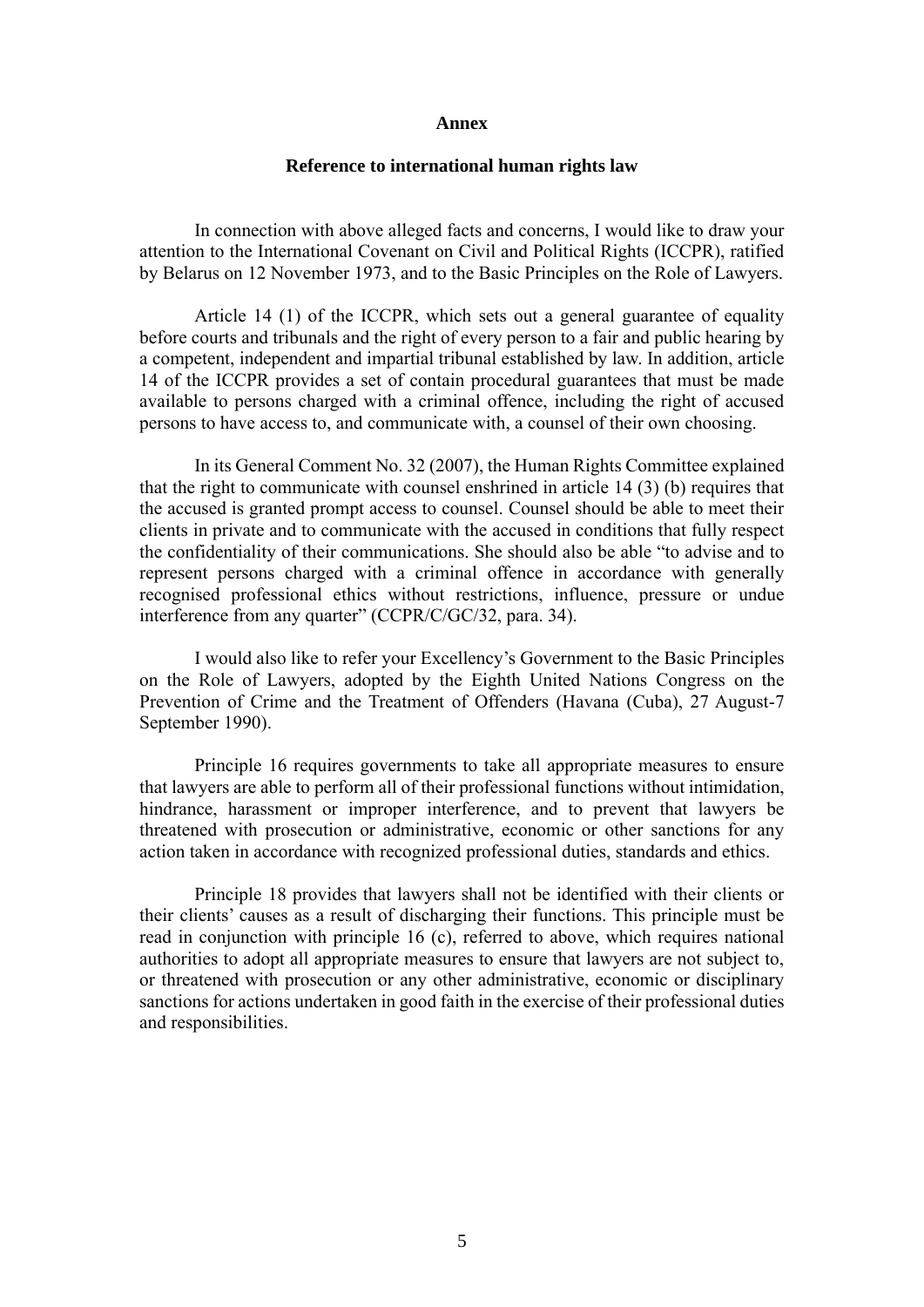**Annex**

**Reference to international human rights law**

In connection with above alleged facts and concerns, I would like to draw your attention to the International Covenant on Civil and Political Rights (ICCPR), ratified by Belarus on 12 November 1973, and to the Basic Principles on the Role of Lawyers.

Article 14 (1) of the ICCPR, which sets out a general guarantee of equality before courts and tribunals and the right of every person to a fair and public hearing by a competent, independent and impartial tribunal established by law. In addition, article 14 of the ICCPR provides a set of contain procedural guarantees that must be made available to persons charged with a criminal offence, including the right of accused persons to have access to, and communicate with, a counsel of their own choosing.

In its General Comment No. 32 (2007), the Human Rights Committee explained that the right to communicate with counsel enshrined in article 14 (3) (b) requires that the accused is granted prompt access to counsel. Counsel should be able to meet their clients in private and to communicate with the accused in conditions that fully respect the confidentiality of their communications. She should also be able "to advise and to represent persons charged with a criminal offence in accordance with generally recognised professional ethics without restrictions, influence, pressure or undue interference from any quarter" (CCPR/C/GC/32, para. 34).

I would also like to refer your Excellency's Government to the Basic Principles on the Role of Lawyers, adopted by the Eighth United Nations Congress on the Prevention of Crime and the Treatment of Offenders (Havana (Cuba), 27 August-7 September 1990).

Principle 16 requires governments to take all appropriate measures to ensure that lawyers are able to perform all of their professional functions without intimidation, hindrance, harassment or improper interference, and to prevent that lawyers be threatened with prosecution or administrative, economic or other sanctions for any action taken in accordance with recognized professional duties, standards and ethics.

Principle 18 provides that lawyers shall not be identified with their clients or their clients' causes as a result of discharging their functions. This principle must be read in conjunction with principle 16 (c), referred to above, which requires national authorities to adopt all appropriate measures to ensure that lawyers are not subject to, or threatened with prosecution or any other administrative, economic or disciplinary sanctions for actions undertaken in good faith in the exercise of their professional duties and responsibilities.